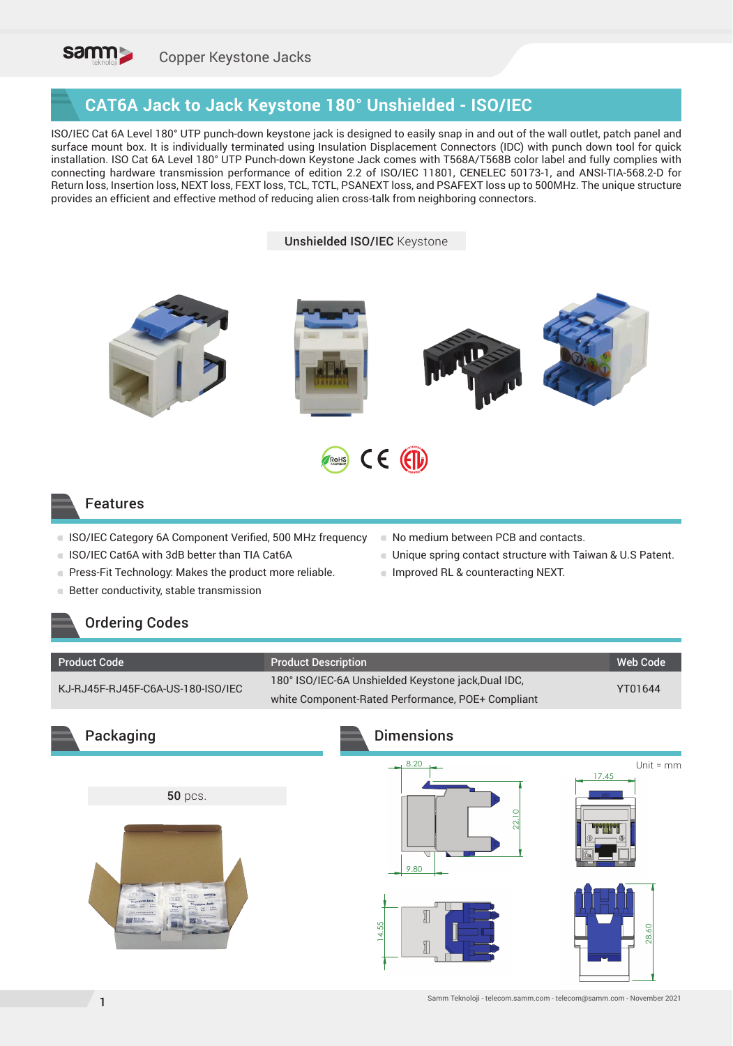# CAT6A Jack to Jack Keystone 180° Unshielded - ISO/IEC

ISO/IEC Cat 6A Level 180° UTP punch-down keystone jack is designed to easily snap in and out of the wall outlet, patch panel and surface mount box. It is individually terminated using Insulation Displacement Connectors (IDC) with punch down tool for quick installation. ISO Cat 6A Level 180° UTP Punch-down Keystone Jack comes with T568A/T568B color label and fully complies with connecting hardware transmission performance of edition 2.2 of ISO/IEC 11801, CENELEC 50173-1, and ANSI-TIA-568.2-D for Return loss, Insertion loss, NEXT loss, FEXT loss, TCL, TCTL, PSANEXT loss, and PSAFEXT loss up to 500MHz. The unique structure provides an efficient and effective method of reducing alien cross-talk from neighboring connectors.

**Unshielded ISO/IEC** Keystone

## Features

- ISO/IEC Category 6A Component Verified, 500 MHz frequency
- ISO/IEC Cat6A with 3dB better than TIA Cat6A
- Press-Fit Technology: Makes the product more reliable.
- Better conductivity, stable transmission
- No medium between PCB and contacts.
- Unique spring contact structure with Taiwan & U.S Patent.
- Improved RL & counteracting NEXT.

## Ordering Codes

| Product Code | Product Description | Web Code |
|---|---|---|
| KJ-RJ45F-RJ45F-C6A-US-180-ISO/IEC | 180° ISO/IEC-6A Unshielded Keystone jack,Dual IDC, white Component-Rated Performance, POE+ Compliant | YT01644 |

## Packaging

**50** pcs.

## Dimensions

Unit = mm

8.20, 22.10, 9.80, 17.45, 14.55, 28.60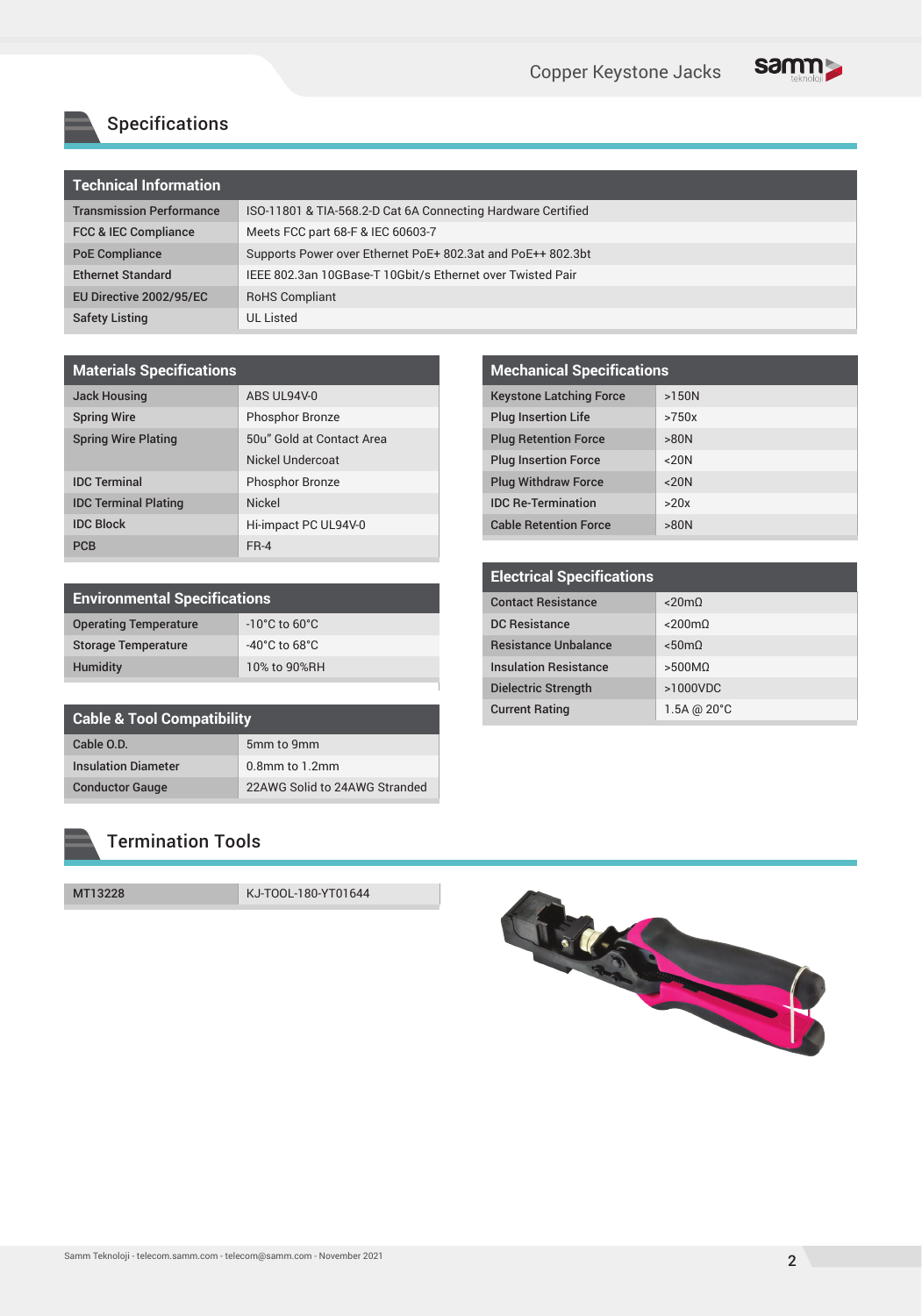## Specifications

| Technical Information | |
|---|---|
| Transmission Performance | ISO-11801 & TIA-568.2-D Cat 6A Connecting Hardware Certified |
| FCC & IEC Compliance | Meets FCC part 68-F & IEC 60603-7 |
| PoE Compliance | Supports Power over Ethernet PoE+ 802.3at and PoE++ 802.3bt |
| Ethernet Standard | IEEE 802.3an 10GBase-T 10Gbit/s Ethernet over Twisted Pair |
| EU Directive 2002/95/EC | RoHS Compliant |
| Safety Listing | UL Listed |

| Materials Specifications | |
|---|---|
| Jack Housing | ABS UL94V-0 |
| Spring Wire | Phosphor Bronze |
| Spring Wire Plating | 50u" Gold at Contact Area<br>Nickel Undercoat |
| IDC Terminal | Phosphor Bronze |
| IDC Terminal Plating | Nickel |
| IDC Block | Hi-impact PC UL94V-0 |
| PCB | FR-4 |

| Environmental Specifications | |
|---|---|
| Operating Temperature | -10°C to 60°C |
| Storage Temperature | -40°C to 68°C |
| Humidity | 10% to 90%RH |

| Cable & Tool Compatibility | |
|---|---|
| Cable O.D. | 5mm to 9mm |
| Insulation Diameter | 0.8mm to 1.2mm |
| Conductor Gauge | 22AWG Solid to 24AWG Stranded |

| Mechanical Specifications | |
|---|---|
| Keystone Latching Force | >150N |
| Plug Insertion Life | >750x |
| Plug Retention Force | >80N |
| Plug Insertion Force | <20N |
| Plug Withdraw Force | <20N |
| IDC Re-Termination | >20x |
| Cable Retention Force | >80N |

| Electrical Specifications | |
|---|---|
| Contact Resistance | <20mΩ |
| DC Resistance | <200mΩ |
| Resistance Unbalance | <50mΩ |
| Insulation Resistance | >500MΩ |
| Dielectric Strength | >1000VDC |
| Current Rating | 1.5A @ 20°C |

## Termination Tools

| | |
|---|---|
| MT13228 | KJ-TOOL-180-YT01644 |

Samm Teknoloji - telecom.samm.com - telecom@samm.com - November 2021